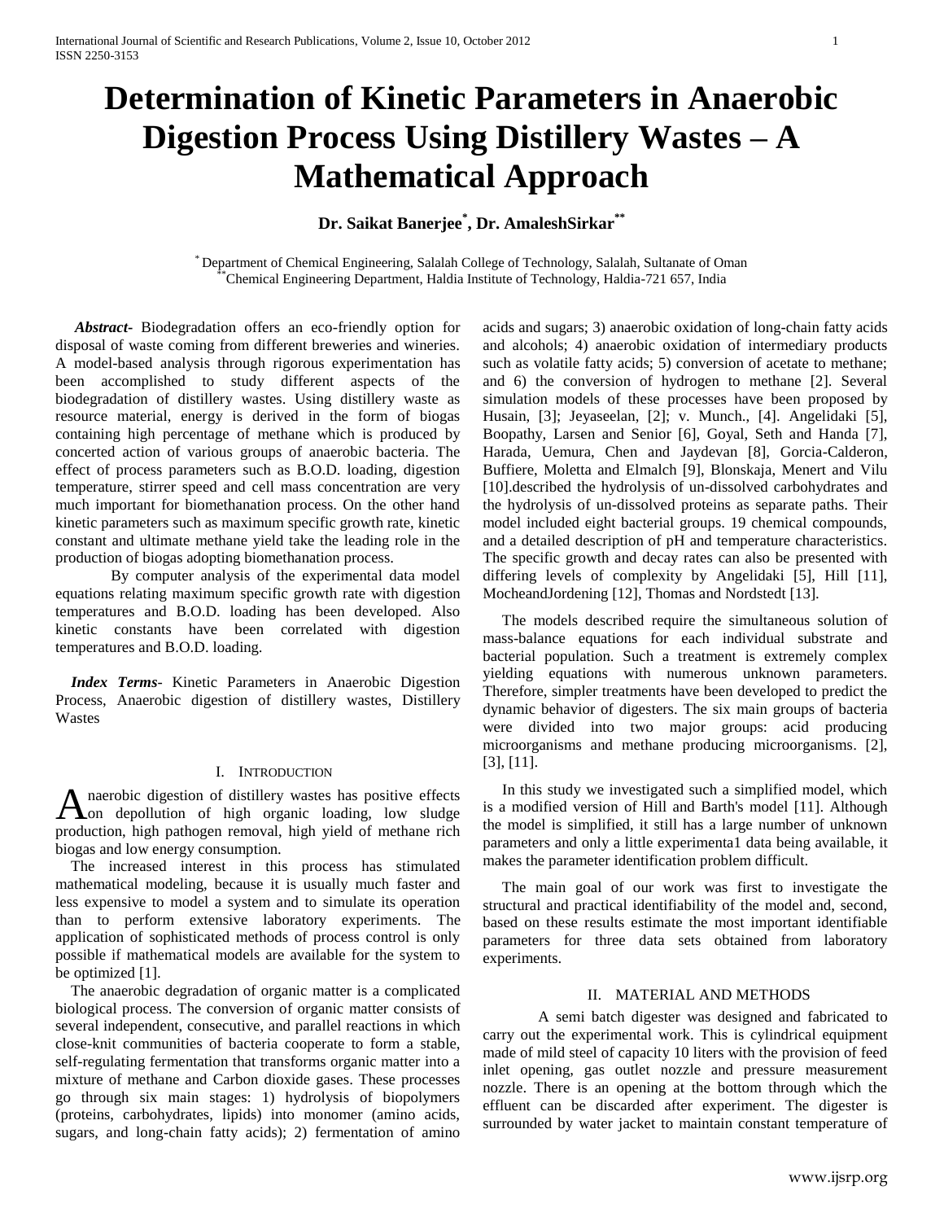# Determination of Kinetic Parameters in Anaerobic Digestion Process Using Distillery Wastes – A Mathematical Approach

**Dr. Saikat Banerjee[*], Dr. AmaleshSirkar[**]**

[*] Department of Chemical Engineering, Salalah College of Technology, Salalah, Sultanate of Oman
[**] Chemical Engineering Department, Haldia Institute of Technology, Haldia-721 657, India

***Abstract***- Biodegradation offers an eco-friendly option for disposal of waste coming from different breweries and wineries. A model-based analysis through rigorous experimentation has been accomplished to study different aspects of the biodegradation of distillery wastes. Using distillery waste as resource material, energy is derived in the form of biogas containing high percentage of methane which is produced by concerted action of various groups of anaerobic bacteria. The effect of process parameters such as B.O.D. loading, digestion temperature, stirrer speed and cell mass concentration are very much important for biomethanation process. On the other hand kinetic parameters such as maximum specific growth rate, kinetic constant and ultimate methane yield take the leading role in the production of biogas adopting biomethanation process.

By computer analysis of the experimental data model equations relating maximum specific growth rate with digestion temperatures and B.O.D. loading has been developed. Also kinetic constants have been correlated with digestion temperatures and B.O.D. loading.

***Index Terms***- Kinetic Parameters in Anaerobic Digestion Process, Anaerobic digestion of distillery wastes, Distillery Wastes

## I. Introduction

Anaerobic digestion of distillery wastes has positive effects on depollution of high organic loading, low sludge production, high pathogen removal, high yield of methane rich biogas and low energy consumption.

The increased interest in this process has stimulated mathematical modeling, because it is usually much faster and less expensive to model a system and to simulate its operation than to perform extensive laboratory experiments. The application of sophisticated methods of process control is only possible if mathematical models are available for the system to be optimized [1].

The anaerobic degradation of organic matter is a complicated biological process. The conversion of organic matter consists of several independent, consecutive, and parallel reactions in which close-knit communities of bacteria cooperate to form a stable, self-regulating fermentation that transforms organic matter into a mixture of methane and Carbon dioxide gases. These processes go through six main stages: 1) hydrolysis of biopolymers (proteins, carbohydrates, lipids) into monomer (amino acids, sugars, and long-chain fatty acids); 2) fermentation of amino acids and sugars; 3) anaerobic oxidation of long-chain fatty acids and alcohols; 4) anaerobic oxidation of intermediary products such as volatile fatty acids; 5) conversion of acetate to methane; and 6) the conversion of hydrogen to methane [2]. Several simulation models of these processes have been proposed by Husain, [3]; Jeyaseelan, [2]; v. Munch., [4]. Angelidaki [5], Boopathy, Larsen and Senior [6], Goyal, Seth and Handa [7], Harada, Uemura, Chen and Jaydevan [8], Gorcia-Calderon, Buffiere, Moletta and Elmalch [9], Blonskaja, Menert and Vilu [10].described the hydrolysis of un-dissolved carbohydrates and the hydrolysis of un-dissolved proteins as separate paths. Their model included eight bacterial groups. 19 chemical compounds, and a detailed description of pH and temperature characteristics. The specific growth and decay rates can also be presented with differing levels of complexity by Angelidaki [5], Hill [11], MocheandJordening [12], Thomas and Nordstedt [13].

The models described require the simultaneous solution of mass-balance equations for each individual substrate and bacterial population. Such a treatment is extremely complex yielding equations with numerous unknown parameters. Therefore, simpler treatments have been developed to predict the dynamic behavior of digesters. The six main groups of bacteria were divided into two major groups: acid producing microorganisms and methane producing microorganisms. [2], [3], [11].

In this study we investigated such a simplified model, which is a modified version of Hill and Barth's model [11]. Although the model is simplified, it still has a large number of unknown parameters and only a little experimenta1 data being available, it makes the parameter identification problem difficult.

The main goal of our work was first to investigate the structural and practical identifiability of the model and, second, based on these results estimate the most important identifiable parameters for three data sets obtained from laboratory experiments.

## II. Material and Methods

A semi batch digester was designed and fabricated to carry out the experimental work. This is cylindrical equipment made of mild steel of capacity 10 liters with the provision of feed inlet opening, gas outlet nozzle and pressure measurement nozzle. There is an opening at the bottom through which the effluent can be discarded after experiment. The digester is surrounded by water jacket to maintain constant temperature of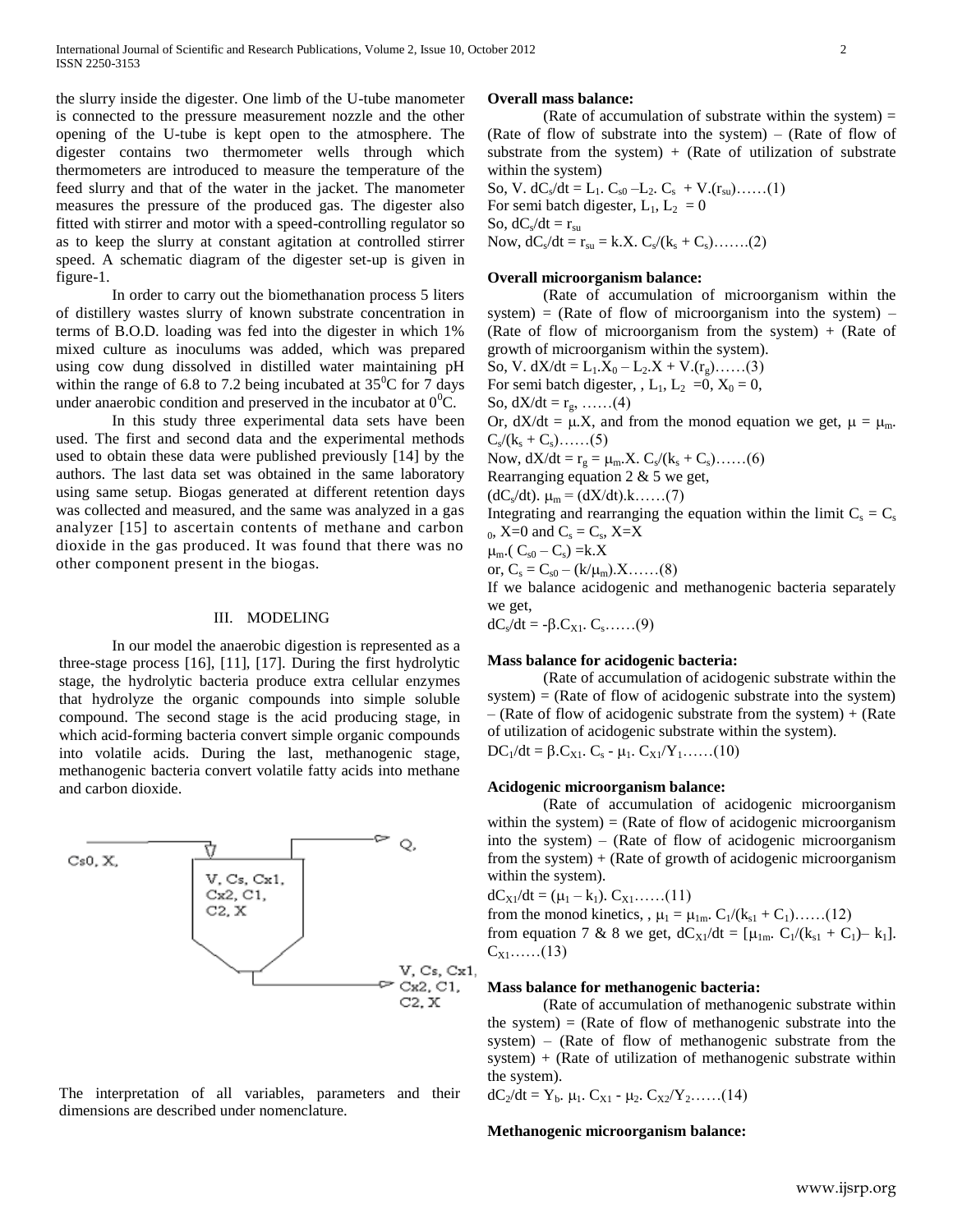the slurry inside the digester. One limb of the U-tube manometer is connected to the pressure measurement nozzle and the other opening of the U-tube is kept open to the atmosphere. The digester contains two thermometer wells through which thermometers are introduced to measure the temperature of the feed slurry and that of the water in the jacket. The manometer measures the pressure of the produced gas. The digester also fitted with stirrer and motor with a speed-controlling regulator so as to keep the slurry at constant agitation at controlled stirrer speed. A schematic diagram of the digester set-up is given in figure-1.

In order to carry out the biomethanation process 5 liters of distillery wastes slurry of known substrate concentration in terms of B.O.D. loading was fed into the digester in which 1% mixed culture as inoculums was added, which was prepared using cow dung dissolved in distilled water maintaining pH within the range of 6.8 to 7.2 being incubated at $35^0$C for 7 days under anaerobic condition and preserved in the incubator at $0^0$C.

In this study three experimental data sets have been used. The first and second data and the experimental methods used to obtain these data were published previously [14] by the authors. The last data set was obtained in the same laboratory using same setup. Biogas generated at different retention days was collected and measured, and the same was analyzed in a gas analyzer [15] to ascertain contents of methane and carbon dioxide in the gas produced. It was found that there was no other component present in the biogas.

## III. MODELING

In our model the anaerobic digestion is represented as a three-stage process [16], [11], [17]. During the first hydrolytic stage, the hydrolytic bacteria produce extra cellular enzymes that hydrolyze the organic compounds into simple soluble compound. The second stage is the acid producing stage, in which acid-forming bacteria convert simple organic compounds into volatile acids. During the last, methanogenic stage, methanogenic bacteria convert volatile fatty acids into methane and carbon dioxide.

Cs0, X. → V, Cs, Cx1, Cx2, C1, C2, X → Q. → V, Cs, Cx1, Cx2, C1, C2, X

The interpretation of all variables, parameters and their dimensions are described under nomenclature.

**Overall mass balance:**

(Rate of accumulation of substrate within the system) = (Rate of flow of substrate into the system) – (Rate of flow of substrate from the system) + (Rate of utilization of substrate within the system)

So, $V.\, dC_s/dt = L_1.\, C_{s0} - L_2.\, C_s + V.(r_{su})$……(1)

For semi batch digester, $L_1, L_2 = 0$

So, $dC_s/dt = r_{su}$

Now, $dC_s/dt = r_{su} = k.X.\, C_s/(k_s + C_s)$…….(2)

**Overall microorganism balance:**

(Rate of accumulation of microorganism within the system) = (Rate of flow of microorganism into the system) – (Rate of flow of microorganism from the system) + (Rate of growth of microorganism within the system).

So, $V.\, dX/dt = L_1.X_0 - L_2.X + V.(r_g)$……(3)

For semi batch digester, , $L_1, L_2 = 0, X_0 = 0,$

So, $dX/dt = r_g,$ ……(4)

Or, $dX/dt = \mu.X$, and from the monod equation we get, $\mu = \mu_m.\, C_s/(k_s + C_s)$……(5)

Now, $dX/dt = r_g = \mu_m.X.\, C_s/(k_s + C_s)$……(6)

Rearranging equation 2 & 5 we get,

$(dC_s/dt).\, \mu_m = (dX/dt).k$……(7)

Integrating and rearranging the equation within the limit $C_s = C_{s0}$, X=0 and $C_s = C_s$, X=X

$\mu_m.(C_{s0} - C_s) = k.X$

or, $C_s = C_{s0} - (k/\mu_m).X$……(8)

If we balance acidogenic and methanogenic bacteria separately we get,

$dC_s/dt = -\beta.C_{X1}.\, C_s$……(9)

**Mass balance for acidogenic bacteria:**

(Rate of accumulation of acidogenic substrate within the system) = (Rate of flow of acidogenic substrate into the system) – (Rate of flow of acidogenic substrate from the system) + (Rate of utilization of acidogenic substrate within the system).

$DC_1/dt = \beta.C_{X1}.\, C_s - \mu_1.\, C_{X1}/Y_1$……(10)

**Acidogenic microorganism balance:**

(Rate of accumulation of acidogenic microorganism within the system) = (Rate of flow of acidogenic microorganism into the system) – (Rate of flow of acidogenic microorganism from the system) + (Rate of growth of acidogenic microorganism within the system).

$dC_{X1}/dt = (\mu_1 - k_1).\, C_{X1}$……(11)

from the monod kinetics, , $\mu_1 = \mu_{1m}.\, C_1/(k_{s1} + C_1)$……(12)

from equation 7 & 8 we get, $dC_{X1}/dt = [\mu_{1m}.\, C_1/(k_{s1} + C_1) - k_1].\, C_{X1}$……(13)

**Mass balance for methanogenic bacteria:**

(Rate of accumulation of methanogenic substrate within the system) = (Rate of flow of methanogenic substrate into the system) – (Rate of flow of methanogenic substrate from the system) + (Rate of utilization of methanogenic substrate within the system).

$dC_2/dt = Y_b.\, \mu_1.\, C_{X1} - \mu_2.\, C_{X2}/Y_2$……(14)

**Methanogenic microorganism balance:**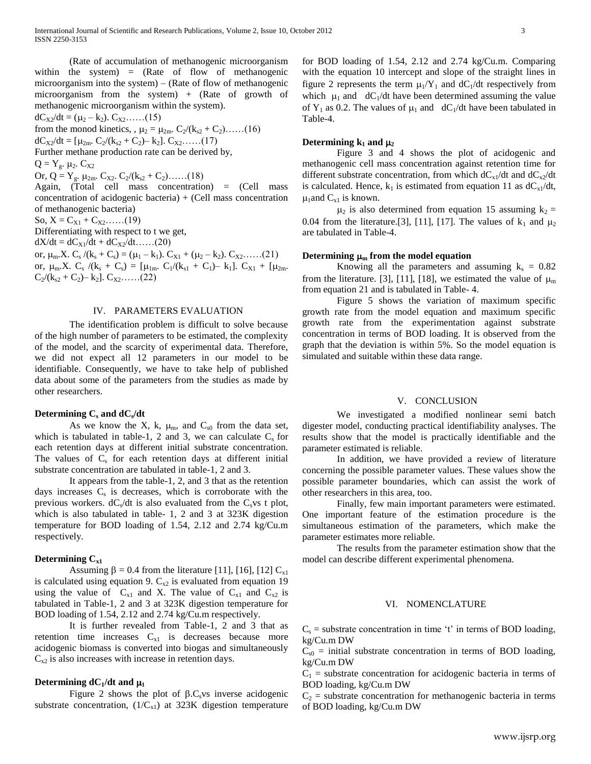(Rate of accumulation of methanogenic microorganism within the system) = (Rate of flow of methanogenic microorganism into the system) – (Rate of flow of methanogenic microorganism from the system) + (Rate of growth of methanogenic microorganism within the system).

$dC_{X2}/dt = (\mu_2 - k_2). C_{X2}$……(15)

from the monod kinetics, , $\mu_2 = \mu_{2m}. C_2/(k_{s2} + C_2)$……(16)

$dC_{X2}/dt = [\mu_{2m}. C_2/(k_{s2} + C_2) - k_2]. C_{X2}$……(17)

Further methane production rate can be derived by,

$Q = Y_g. \mu_2. C_{X2}$

Or, $Q = Y_g. \mu_{2m}. C_{X2}. C_2/(k_{s2} + C_2)$……(18)

Again, (Total cell mass concentration) = (Cell mass concentration of acidogenic bacteria) + (Cell mass concentration of methanogenic bacteria)

So, $X = C_{X1} + C_{X2}$……(19)

Differentiating with respect to t we get,

$dX/dt = dC_{X1}/dt + dC_{X2}/dt$……(20)

or, $\mu_m.X. C_s/(k_s + C_s) = (\mu_1 - k_1). C_{X1} + (\mu_2 - k_2). C_{X2}$……(21)

or, $\mu_m.X. C_s/(k_s + C_s) = [\mu_{1m}. C_1/(k_{s1} + C_1) - k_1]. C_{X1} + [\mu_{2m}. C_2/(k_{s2} + C_2) - k_2]. C_{X2}$……(22)

## IV. PARAMETERS EVALUATION

The identification problem is difficult to solve because of the high number of parameters to be estimated, the complexity of the model, and the scarcity of experimental data. Therefore, we did not expect all 12 parameters in our model to be identifiable. Consequently, we have to take help of published data about some of the parameters from the studies as made by other researchers.

### Determining $C_s$ and $dC_s/dt$

As we know the X, k, $\mu_m$, and $C_{s0}$ from the data set, which is tabulated in table-1, 2 and 3, we can calculate $C_s$ for each retention days at different initial substrate concentration. The values of $C_s$ for each retention days at different initial substrate concentration are tabulated in table-1, 2 and 3.

It appears from the table-1, 2, and 3 that as the retention days increases $C_s$ is decreases, which is corroborate with the previous workers. $dC_s/dt$ is also evaluated from the $C_s$ vs t plot, which is also tabulated in table- 1, 2 and 3 at 323K digestion temperature for BOD loading of 1.54, 2.12 and 2.74 kg/Cu.m respectively.

### Determining $C_{x1}$

Assuming $\beta = 0.4$ from the literature [11], [16], [12] $C_{x1}$ is calculated using equation 9. $C_{x2}$ is evaluated from equation 19 using the value of $C_{x1}$ and X. The value of $C_{x1}$ and $C_{x2}$ is tabulated in Table-1, 2 and 3 at 323K digestion temperature for BOD loading of 1.54, 2.12 and 2.74 kg/Cu.m respectively.

It is further revealed from Table-1, 2 and 3 that as retention time increases $C_{x1}$ is decreases because more acidogenic biomass is converted into biogas and simultaneously $C_{x2}$ is also increases with increase in retention days.

### Determining $dC_1/dt$ and $\mu_1$

Figure 2 shows the plot of $\beta.C_s$ vs inverse acidogenic substrate concentration, $(1/C_{x1})$ at 323K digestion temperature for BOD loading of 1.54, 2.12 and 2.74 kg/Cu.m. Comparing with the equation 10 intercept and slope of the straight lines in figure 2 represents the term $\mu_1/Y_1$ and $dC_1/dt$ respectively from which $\mu_1$ and $dC_1/dt$ have been determined assuming the value of $Y_1$ as 0.2. The values of $\mu_1$ and $dC_1/dt$ have been tabulated in Table-4.

### Determining $k_1$ and $\mu_2$

Figure 3 and 4 shows the plot of acidogenic and methanogenic cell mass concentration against retention time for different substrate concentration, from which $dC_{x1}/dt$ and $dC_{x2}/dt$ is calculated. Hence, $k_1$ is estimated from equation 11 as $dC_{x1}/dt$, $\mu_1$ and $C_{x1}$ is known.

$\mu_2$ is also determined from equation 15 assuming $k_2 = 0.04$ from the literature.[3], [11], [17]. The values of $k_1$ and $\mu_2$ are tabulated in Table-4.

### Determining $\mu_m$ from the model equation

Knowing all the parameters and assuming $k_s = 0.82$ from the literature. [3], [11], [18], we estimated the value of $\mu_m$ from equation 21 and is tabulated in Table- 4.

Figure 5 shows the variation of maximum specific growth rate from the model equation and maximum specific growth rate from the experimentation against substrate concentration in terms of BOD loading. It is observed from the graph that the deviation is within 5%. So the model equation is simulated and suitable within these data range.

## V. CONCLUSION

We investigated a modified nonlinear semi batch digester model, conducting practical identifiability analyses. The results show that the model is practically identifiable and the parameter estimated is reliable.

In addition, we have provided a review of literature concerning the possible parameter values. These values show the possible parameter boundaries, which can assist the work of other researchers in this area, too.

Finally, few main important parameters were estimated. One important feature of the estimation procedure is the simultaneous estimation of the parameters, which make the parameter estimates more reliable.

The results from the parameter estimation show that the model can describe different experimental phenomena.

## VI. NOMENCLATURE

$C_s$ = substrate concentration in time 't' in terms of BOD loading, kg/Cu.m DW

$C_{s0}$ = initial substrate concentration in terms of BOD loading, kg/Cu.m DW

$C_1$ = substrate concentration for acidogenic bacteria in terms of BOD loading, kg/Cu.m DW

$C_2$ = substrate concentration for methanogenic bacteria in terms of BOD loading, kg/Cu.m DW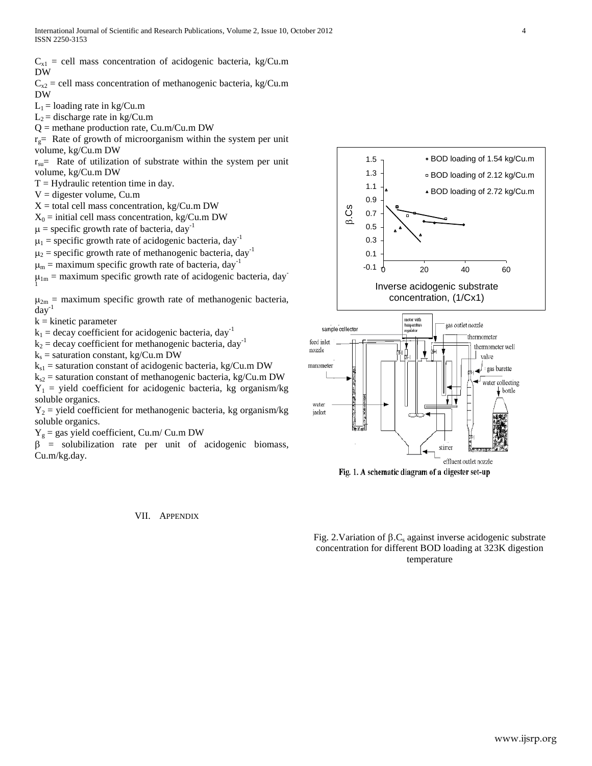$C_{x1}$ = cell mass concentration of acidogenic bacteria, kg/Cu.m DW

$C_{x2}$ = cell mass concentration of methanogenic bacteria, kg/Cu.m DW

$L_1$ = loading rate in kg/Cu.m

$L_2$ = discharge rate in kg/Cu.m

Q = methane production rate, Cu.m/Cu.m DW

$r_g$= Rate of growth of microorganism within the system per unit volume, kg/Cu.m DW

$r_{su}$= Rate of utilization of substrate within the system per unit volume, kg/Cu.m DW

T = Hydraulic retention time in day.

V = digester volume, Cu.m

X = total cell mass concentration, kg/Cu.m DW

$X_0$ = initial cell mass concentration, kg/Cu.m DW

$\mu$ = specific growth rate of bacteria, $day^{-1}$

$\mu_1$ = specific growth rate of acidogenic bacteria, $day^{-1}$

$\mu_2$ = specific growth rate of methanogenic bacteria, $day^{-1}$

$\mu_m$ = maximum specific growth rate of bacteria, $day^{-1}$

$\mu_{1m}$ = maximum specific growth rate of acidogenic bacteria, $day^{-1}$

$\mu_{2m}$ = maximum specific growth rate of methanogenic bacteria, $day^{-1}$

k = kinetic parameter

$k_1$ = decay coefficient for acidogenic bacteria, $day^{-1}$

$k_2$ = decay coefficient for methanogenic bacteria, $day^{-1}$

$k_s$ = saturation constant, kg/Cu.m DW

$k_{s1}$ = saturation constant of acidogenic bacteria, kg/Cu.m DW

$k_{s2}$ = saturation constant of methanogenic bacteria, kg/Cu.m DW

$Y_1$ = yield coefficient for acidogenic bacteria, kg organism/kg soluble organics.

$Y_2$ = yield coefficient for methanogenic bacteria, kg organism/kg soluble organics.

$Y_g$ = gas yield coefficient, Cu.m/ Cu.m DW

$\beta$ = solubilization rate per unit of acidogenic biomass, Cu.m/kg.day.

## VII. Appendix

Fig. 1. A schematic diagram of a digester set-up

Fig. 2.Variation of $\beta.C_s$ against inverse acidogenic substrate concentration for different BOD loading at 323K digestion temperature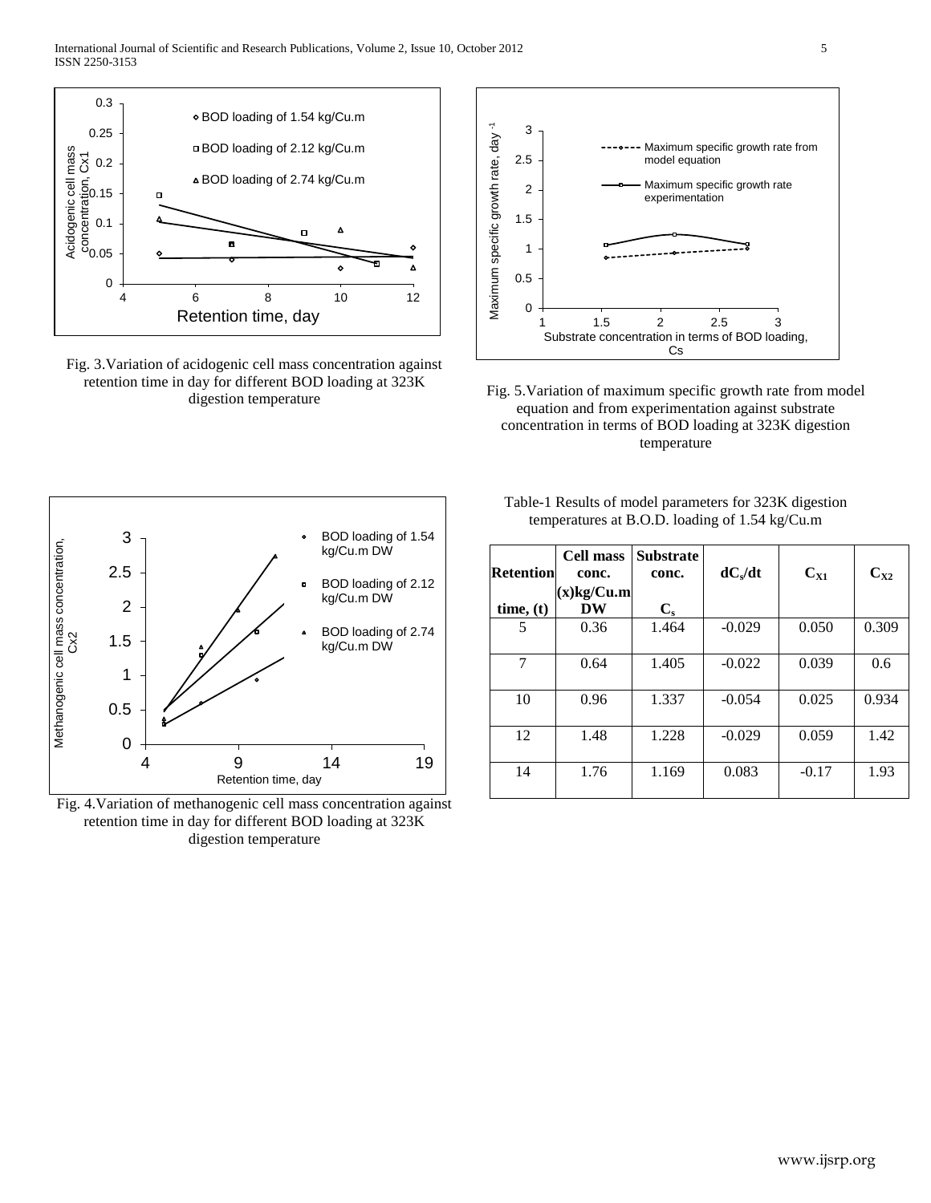Fig. 3.Variation of acidogenic cell mass concentration against retention time in day for different BOD loading at 323K digestion temperature

Fig. 5.Variation of maximum specific growth rate from model equation and from experimentation against substrate concentration in terms of BOD loading at 323K digestion temperature

Fig. 4.Variation of methanogenic cell mass concentration against retention time in day for different BOD loading at 323K digestion temperature

Table-1 Results of model parameters for 323K digestion temperatures at B.O.D. loading of 1.54 kg/Cu.m

| Retention time, (t) | Cell mass conc. (x)kg/Cu.m DW | Substrate conc. $C_s$ | $dC_s/dt$ | $C_{X1}$ | $C_{X2}$ |
|---|---|---|---|---|---|
| 5 | 0.36 | 1.464 | -0.029 | 0.050 | 0.309 |
| 7 | 0.64 | 1.405 | -0.022 | 0.039 | 0.6 |
| 10 | 0.96 | 1.337 | -0.054 | 0.025 | 0.934 |
| 12 | 1.48 | 1.228 | -0.029 | 0.059 | 1.42 |
| 14 | 1.76 | 1.169 | 0.083 | -0.17 | 1.93 |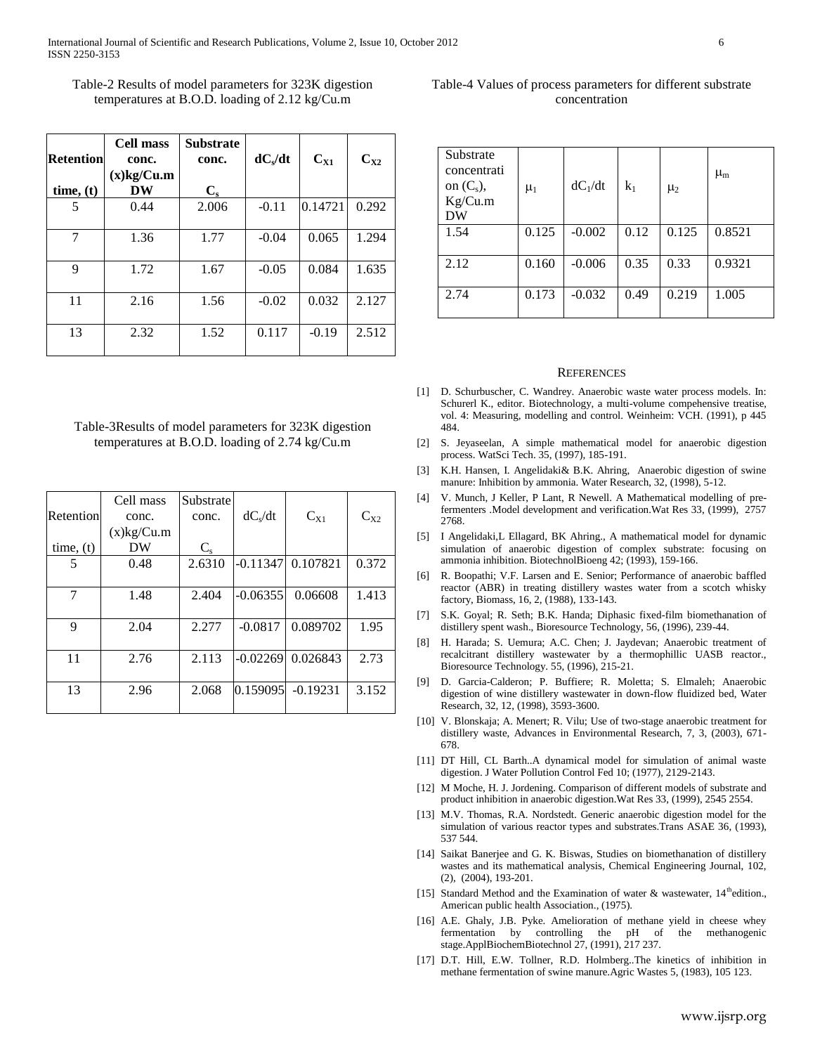Table-2 Results of model parameters for 323K digestion temperatures at B.O.D. loading of 2.12 kg/Cu.m

| Retention time, (t) | Cell mass conc. (x)kg/Cu.m DW | Substrate conc. $C_s$ | $dC_s/dt$ | $C_{X1}$ | $C_{X2}$ |
|---|---|---|---|---|---|
| 5 | 0.44 | 2.006 | -0.11 | 0.14721 | 0.292 |
| 7 | 1.36 | 1.77 | -0.04 | 0.065 | 1.294 |
| 9 | 1.72 | 1.67 | -0.05 | 0.084 | 1.635 |
| 11 | 2.16 | 1.56 | -0.02 | 0.032 | 2.127 |
| 13 | 2.32 | 1.52 | 0.117 | -0.19 | 2.512 |

Table-3Results of model parameters for 323K digestion temperatures at B.O.D. loading of 2.74 kg/Cu.m

| Retention time, (t) | Cell mass conc. (x)kg/Cu.m DW | Substrate conc. $C_s$ | $dC_s/dt$ | $C_{X1}$ | $C_{X2}$ |
|---|---|---|---|---|---|
| 5 | 0.48 | 2.6310 | -0.11347 | 0.107821 | 0.372 |
| 7 | 1.48 | 2.404 | -0.06355 | 0.06608 | 1.413 |
| 9 | 2.04 | 2.277 | -0.0817 | 0.089702 | 1.95 |
| 11 | 2.76 | 2.113 | -0.02269 | 0.026843 | 2.73 |
| 13 | 2.96 | 2.068 | 0.159095 | -0.19231 | 3.152 |

Table-4 Values of process parameters for different substrate concentration

| Substrate concentration ($C_s$), Kg/Cu.m DW | $\mu_1$ | $dC_1/dt$ | $k_1$ | $\mu_2$ | $\mu_m$ |
|---|---|---|---|---|---|
| 1.54 | 0.125 | -0.002 | 0.12 | 0.125 | 0.8521 |
| 2.12 | 0.160 | -0.006 | 0.35 | 0.33 | 0.9321 |
| 2.74 | 0.173 | -0.032 | 0.49 | 0.219 | 1.005 |

## REFERENCES

[1] D. Schurbuscher, C. Wandrey. Anaerobic waste water process models. In: Schurerl K., editor. Biotechnology, a multi-volume compehensive treatise, vol. 4: Measuring, modelling and control. Weinheim: VCH. (1991), p 445 484.

[2] S. Jeyaseelan, A simple mathematical model for anaerobic digestion process. WatSci Tech. 35, (1997), 185-191.

[3] K.H. Hansen, I. Angelidaki& B.K. Ahring, Anaerobic digestion of swine manure: Inhibition by ammonia. Water Research, 32, (1998), 5-12.

[4] V. Munch, J Keller, P Lant, R Newell. A Mathematical modelling of pre-fermenters .Model development and verification.Wat Res 33, (1999), 2757 2768.

[5] I Angelidaki,L Ellagard, BK Ahring., A mathematical model for dynamic simulation of anaerobic digestion of complex substrate: focusing on ammonia inhibition. BiotechnolBioeng 42; (1993), 159-166.

[6] R. Boopathi; V.F. Larsen and E. Senior; Performance of anaerobic baffled reactor (ABR) in treating distillery wastes water from a scotch whisky factory, Biomass, 16, 2, (1988), 133-143.

[7] S.K. Goyal; R. Seth; B.K. Handa; Diphasic fixed-film biomethanation of distillery spent wash., Bioresource Technology, 56, (1996), 239-44.

[8] H. Harada; S. Uemura; A.C. Chen; J. Jaydevan; Anaerobic treatment of recalcitrant distillery wastewater by a thermophillic UASB reactor., Bioresource Technology. 55, (1996), 215-21.

[9] D. Garcia-Calderon; P. Buffiere; R. Moletta; S. Elmaleh; Anaerobic digestion of wine distillery wastewater in down-flow fluidized bed, Water Research, 32, 12, (1998), 3593-3600.

[10] V. Blonskaja; A. Menert; R. Vilu; Use of two-stage anaerobic treatment for distillery waste, Advances in Environmental Research, 7, 3, (2003), 671-678.

[11] DT Hill, CL Barth..A dynamical model for simulation of animal waste digestion. J Water Pollution Control Fed 10; (1977), 2129-2143.

[12] M Moche, H. J. Jordening. Comparison of different models of substrate and product inhibition in anaerobic digestion.Wat Res 33, (1999), 2545 2554.

[13] M.V. Thomas, R.A. Nordstedt. Generic anaerobic digestion model for the simulation of various reactor types and substrates.Trans ASAE 36, (1993), 537 544.

[14] Saikat Banerjee and G. K. Biswas, Studies on biomethanation of distillery wastes and its mathematical analysis, Chemical Engineering Journal, 102, (2), (2004), 193-201.

[15] Standard Method and the Examination of water & wastewater, 14thedition., American public health Association., (1975).

[16] A.E. Ghaly, J.B. Pyke. Amelioration of methane yield in cheese whey fermentation by controlling the pH of the methanogenic stage.ApplBiochemBiotechnol 27, (1991), 217 237.

[17] D.T. Hill, E.W. Tollner, R.D. Holmberg..The kinetics of inhibition in methane fermentation of swine manure.Agric Wastes 5, (1983), 105 123.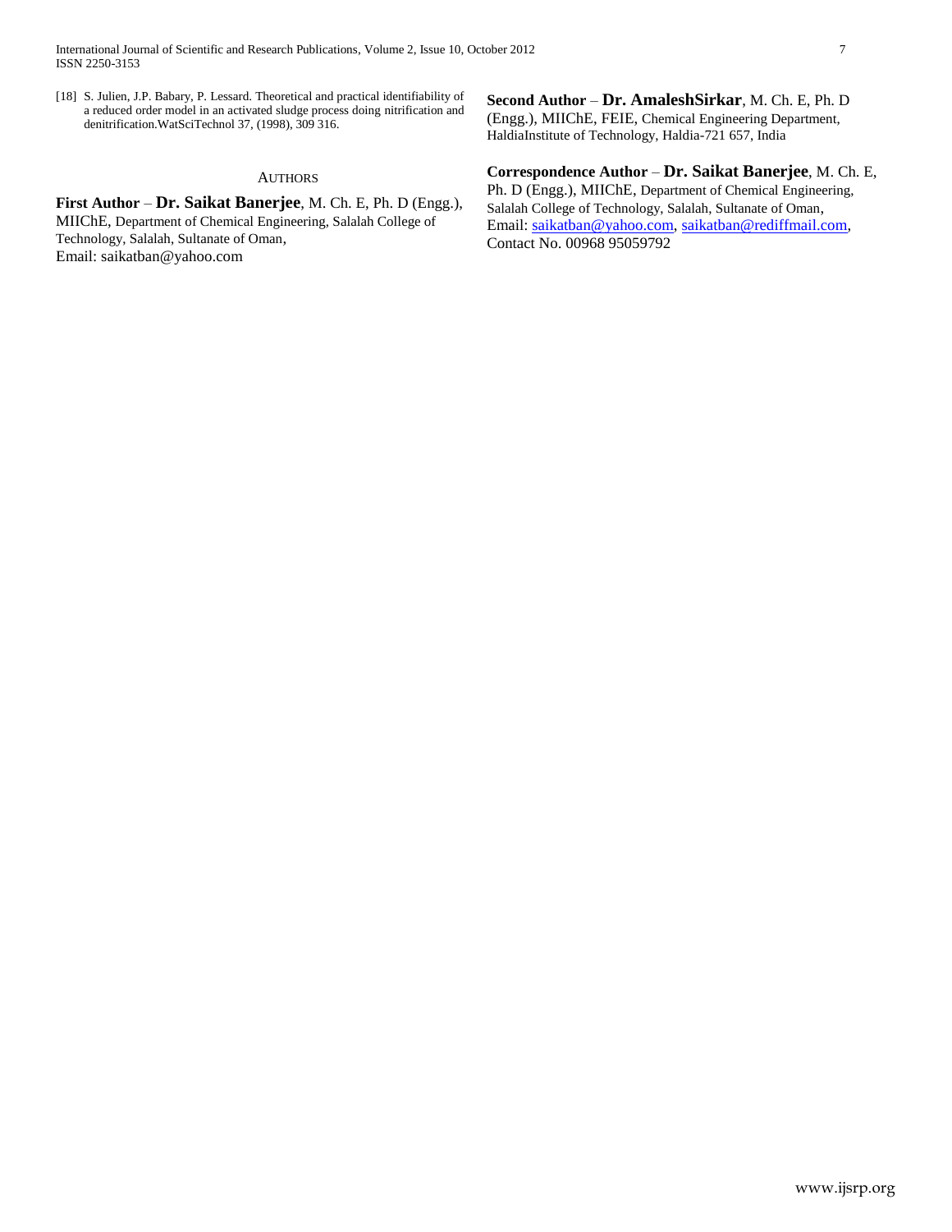[18] S. Julien, J.P. Babary, P. Lessard. Theoretical and practical identifiability of a reduced order model in an activated sludge process doing nitrification and denitrification.WatSciTechnol 37, (1998), 309 316.

## AUTHORS

**First Author** – **Dr. Saikat Banerjee**, M. Ch. E, Ph. D (Engg.), MIIChE, Department of Chemical Engineering, Salalah College of Technology, Salalah, Sultanate of Oman,
Email: saikatban@yahoo.com

**Second Author** – **Dr. AmaleshSirkar**, M. Ch. E, Ph. D (Engg.), MIIChE, FEIE, Chemical Engineering Department, HaldiaInstitute of Technology, Haldia-721 657, India

**Correspondence Author** – **Dr. Saikat Banerjee**, M. Ch. E, Ph. D (Engg.), MIIChE, Department of Chemical Engineering, Salalah College of Technology, Salalah, Sultanate of Oman,
Email: saikatban@yahoo.com, saikatban@rediffmail.com,
Contact No. 00968 95059792